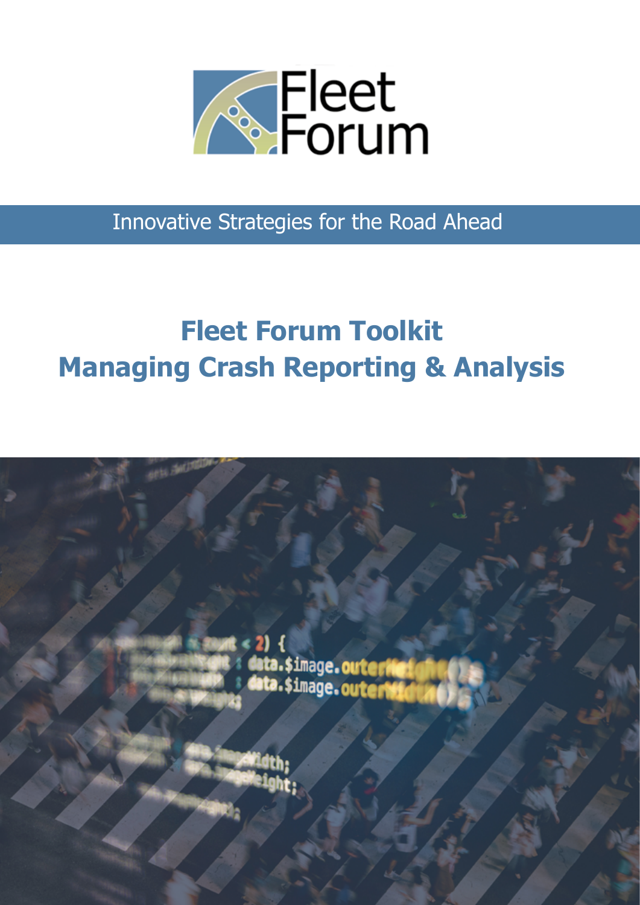Fleet Forum

Innovative Strategies for the Road Ahead

# Fleet Forum Toolkit
# Managing Crash Reporting & Analysis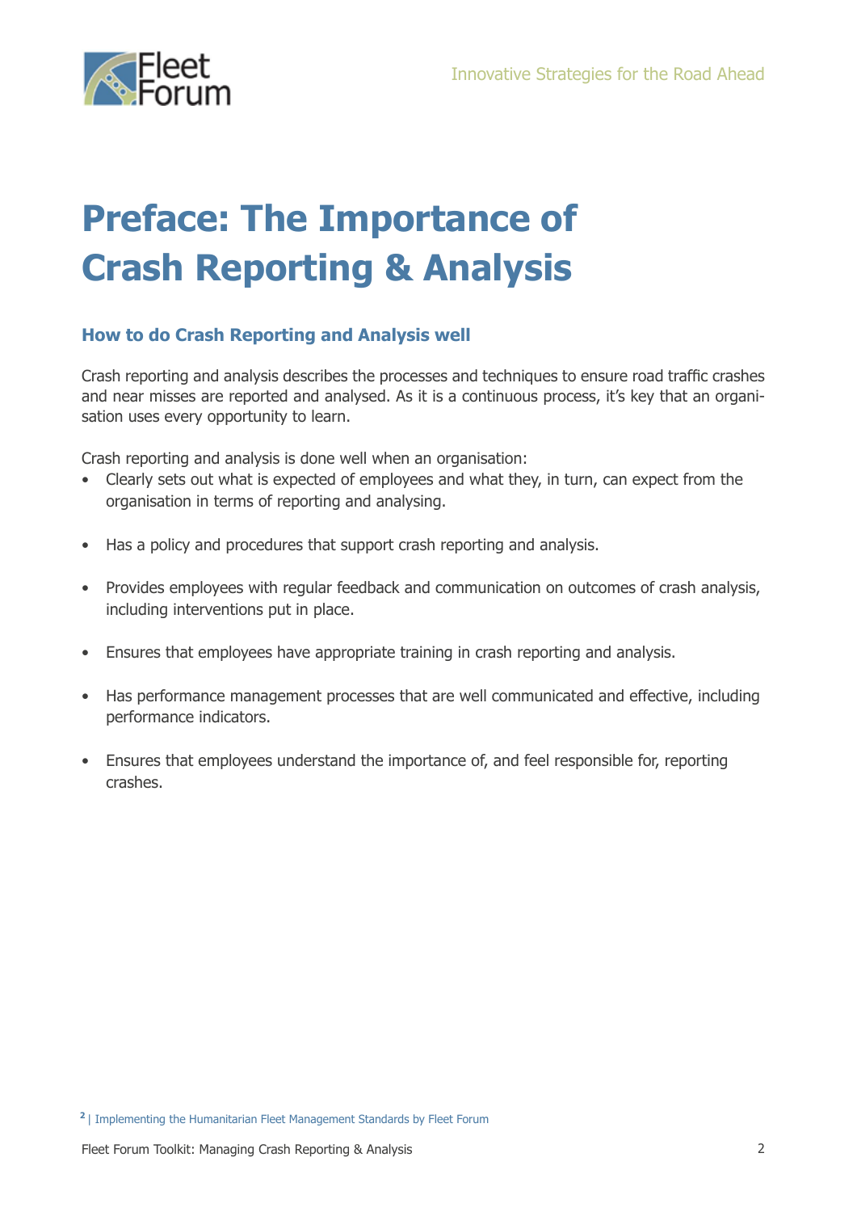# Preface: The Importance of Crash Reporting & Analysis

### How to do Crash Reporting and Analysis well

Crash reporting and analysis describes the processes and techniques to ensure road traffic crashes and near misses are reported and analysed. As it is a continuous process, it's key that an organisation uses every opportunity to learn.

Crash reporting and analysis is done well when an organisation:

- Clearly sets out what is expected of employees and what they, in turn, can expect from the organisation in terms of reporting and analysing.
- Has a policy and procedures that support crash reporting and analysis.
- Provides employees with regular feedback and communication on outcomes of crash analysis, including interventions put in place.
- Ensures that employees have appropriate training in crash reporting and analysis.
- Has performance management processes that are well communicated and effective, including performance indicators.
- Ensures that employees understand the importance of, and feel responsible for, reporting crashes.

[2] | Implementing the Humanitarian Fleet Management Standards by Fleet Forum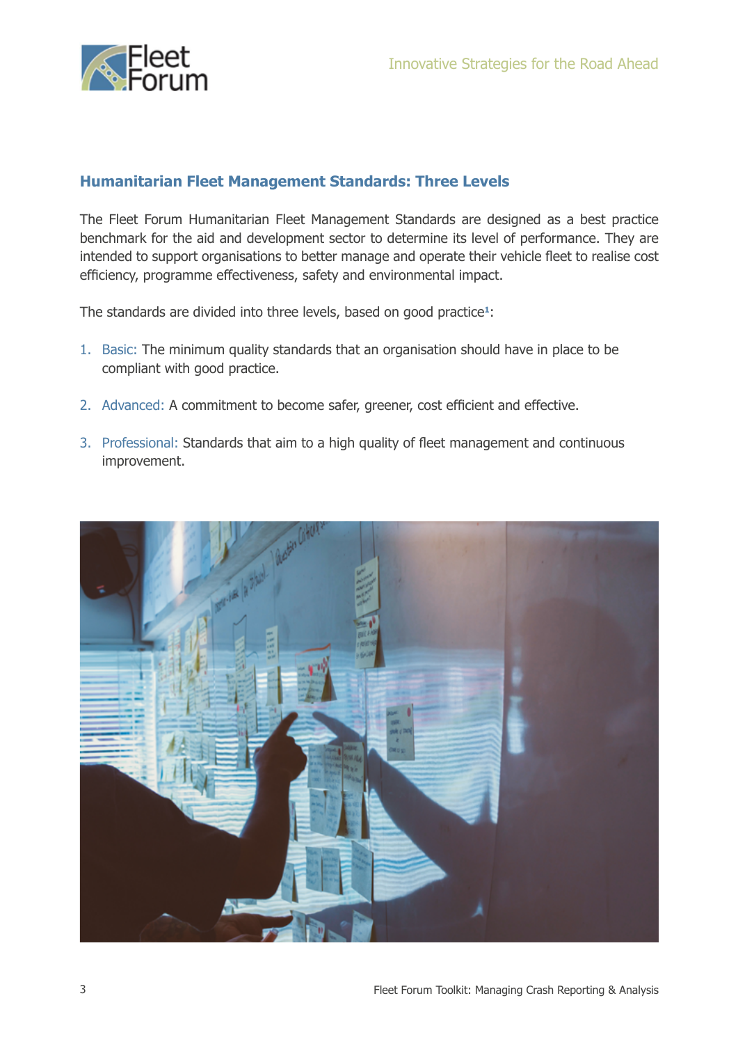## Humanitarian Fleet Management Standards: Three Levels

The Fleet Forum Humanitarian Fleet Management Standards are designed as a best practice benchmark for the aid and development sector to determine its level of performance. They are intended to support organisations to better manage and operate their vehicle fleet to realise cost efficiency, programme effectiveness, safety and environmental impact.

The standards are divided into three levels, based on good practice[1]:

1. Basic: The minimum quality standards that an organisation should have in place to be compliant with good practice.
2. Advanced: A commitment to become safer, greener, cost efficient and effective.
3. Professional: Standards that aim to a high quality of fleet management and continuous improvement.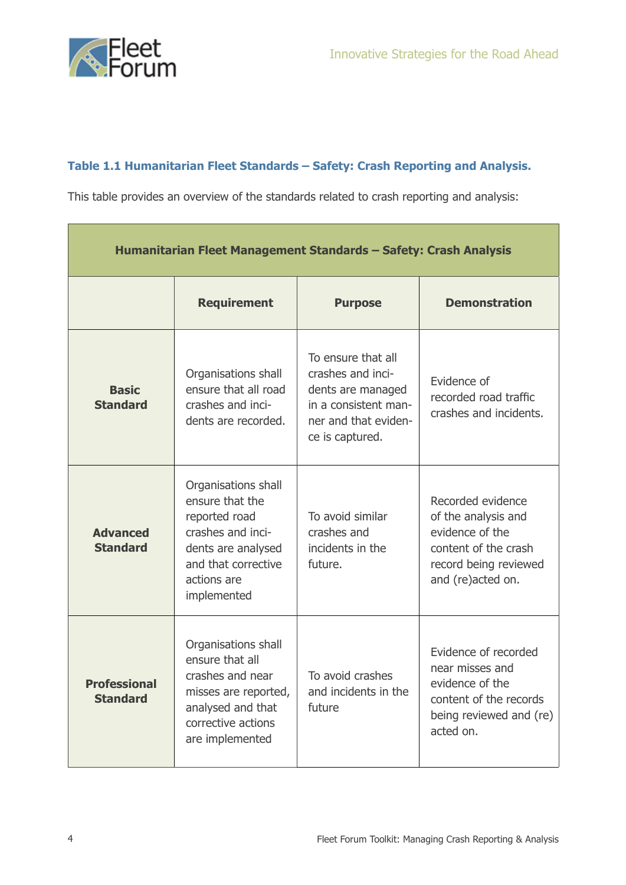**Table 1.1 Humanitarian Fleet Standards – Safety: Crash Reporting and Analysis.**

This table provides an overview of the standards related to crash reporting and analysis:

| Humanitarian Fleet Management Standards – Safety: Crash Analysis | | | |
|---|---|---|---|
| | **Requirement** | **Purpose** | **Demonstration** |
| **Basic Standard** | Organisations shall ensure that all road crashes and incidents are recorded. | To ensure that all crashes and incidents are managed in a consistent manner and that evidence is captured. | Evidence of recorded road traffic crashes and incidents. |
| **Advanced Standard** | Organisations shall ensure that the reported road crashes and incidents are analysed and that corrective actions are implemented | To avoid similar crashes and incidents in the future. | Recorded evidence of the analysis and evidence of the content of the crash record being reviewed and (re)acted on. |
| **Professional Standard** | Organisations shall ensure that all crashes and near misses are reported, analysed and that corrective actions are implemented | To avoid crashes and incidents in the future | Evidence of recorded near misses and evidence of the content of the records being reviewed and (re) acted on. |